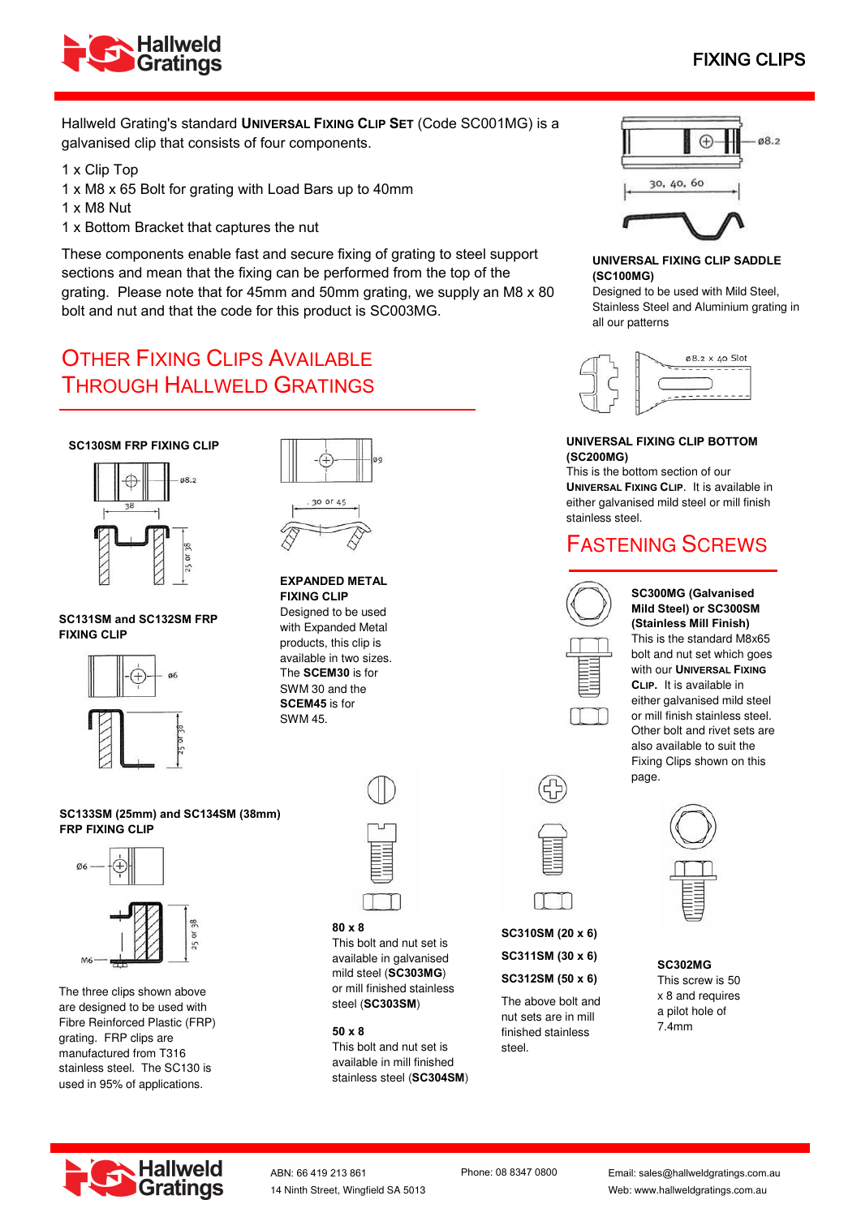# FIXING CLIPS

Hallweld Grating's standard **UNIVERSAL FIXING CLIP SET** (Code SC001MG) is a galvanised clip that consists of four components.

1 x Clip Top
1 x M8 x 65 Bolt for grating with Load Bars up to 40mm
1 x M8 Nut
1 x Bottom Bracket that captures the nut

These components enable fast and secure fixing of grating to steel support sections and mean that the fixing can be performed from the top of the grating. Please note that for 45mm and 50mm grating, we supply an M8 x 80 bolt and nut and that the code for this product is SC003MG.

**UNIVERSAL FIXING CLIP SADDLE (SC100MG)**
Designed to be used with Mild Steel, Stainless Steel and Aluminium grating in all our patterns

**UNIVERSAL FIXING CLIP BOTTOM (SC200MG)**
This is the bottom section of our **UNIVERSAL FIXING CLIP**. It is available in either galvanised mild steel or mill finish stainless steel.

## OTHER FIXING CLIPS AVAILABLE THROUGH HALLWELD GRATINGS

**SC130SM FRP FIXING CLIP**

**SC131SM and SC132SM FRP FIXING CLIP**

**SC133SM (25mm) and SC134SM (38mm) FRP FIXING CLIP**

The three clips shown above are designed to be used with Fibre Reinforced Plastic (FRP) grating. FRP clips are manufactured from T316 stainless steel. The SC130 is used in 95% of applications.

**EXPANDED METAL FIXING CLIP**
Designed to be used with Expanded Metal products, this clip is available in two sizes. The **SCEM30** is for SWM 30 and the **SCEM45** is for SWM 45.

## FASTENING SCREWS

**SC300MG (Galvanised Mild Steel) or SC300SM (Stainless Mill Finish)**
This is the standard M8x65 bolt and nut set which goes with our **UNIVERSAL FIXING CLIP.** It is available in either galvanised mild steel or mill finish stainless steel. Other bolt and rivet sets are also available to suit the Fixing Clips shown on this page.

**80 x 8**
This bolt and nut set is available in galvanised mild steel (**SC303MG**) or mill finished stainless steel (**SC303SM**)

**50 x 8**
This bolt and nut set is available in mill finished stainless steel (**SC304SM**)

**SC310SM (20 x 6)**

**SC311SM (30 x 6)**

**SC312SM (50 x 6)**

The above bolt and nut sets are in mill finished stainless steel.

**SC302MG**
This screw is 50 x 8 and requires a pilot hole of 7.4mm

ABN: 66 419 213 861
14 Ninth Street, Wingfield SA 5013
Phone: 08 8347 0800
Email: sales@hallweldgratings.com.au
Web: www.hallweldgratings.com.au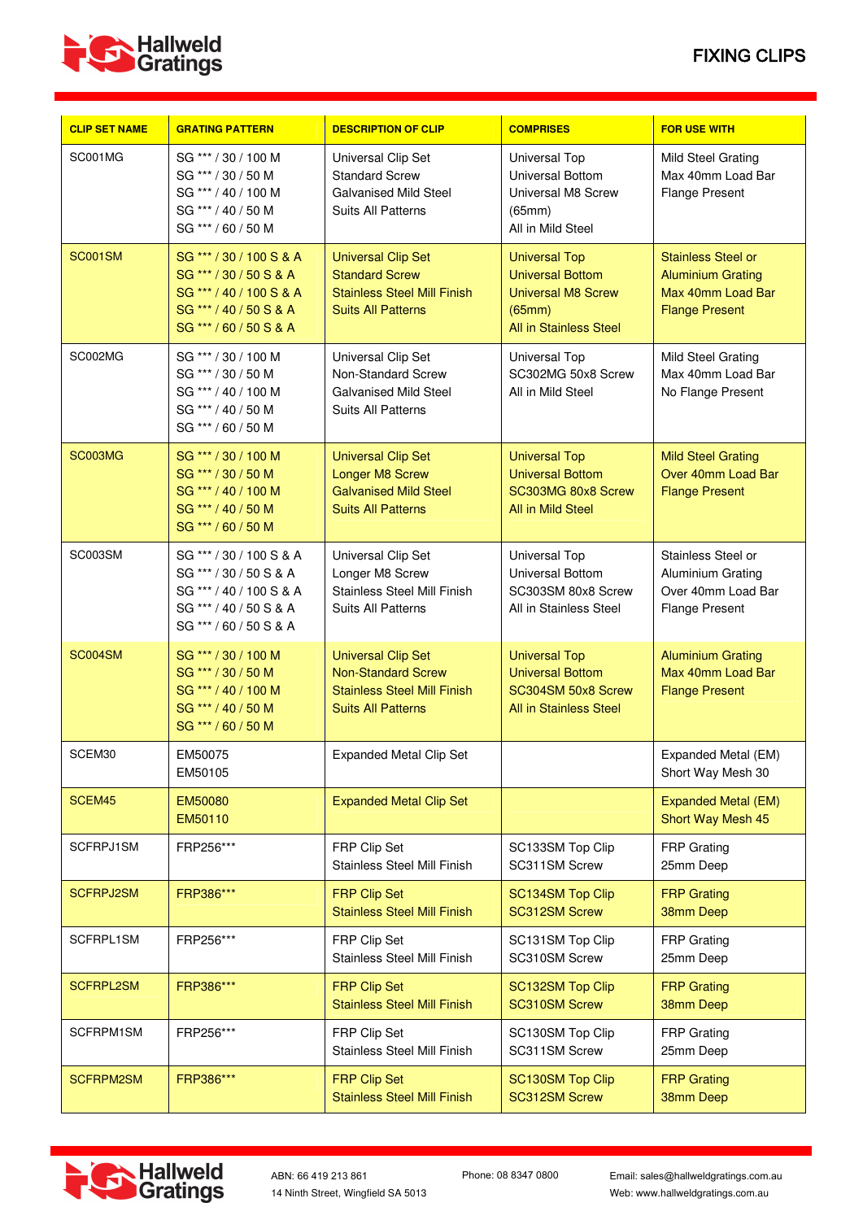# FIXING CLIPS

| CLIP SET NAME | GRATING PATTERN | DESCRIPTION OF CLIP | COMPRISES | FOR USE WITH |
|---|---|---|---|---|
| SC001MG | SG *** / 30 / 100 M<br>SG *** / 30 / 50 M<br>SG *** / 40 / 100 M<br>SG *** / 40 / 50 M<br>SG *** / 60 / 50 M | Universal Clip Set<br>Standard Screw<br>Galvanised Mild Steel<br>Suits All Patterns | Universal Top<br>Universal Bottom<br>Universal M8 Screw<br>(65mm)<br>All in Mild Steel | Mild Steel Grating<br>Max 40mm Load Bar<br>Flange Present |
| SC001SM | SG *** / 30 / 100 S & A<br>SG *** / 30 / 50 S & A<br>SG *** / 40 / 100 S & A<br>SG *** / 40 / 50 S & A<br>SG *** / 60 / 50 S & A | Universal Clip Set<br>Standard Screw<br>Stainless Steel Mill Finish<br>Suits All Patterns | Universal Top<br>Universal Bottom<br>Universal M8 Screw<br>(65mm)<br>All in Stainless Steel | Stainless Steel or<br>Aluminium Grating<br>Max 40mm Load Bar<br>Flange Present |
| SC002MG | SG *** / 30 / 100 M<br>SG *** / 30 / 50 M<br>SG *** / 40 / 100 M<br>SG *** / 40 / 50 M<br>SG *** / 60 / 50 M | Universal Clip Set<br>Non-Standard Screw<br>Galvanised Mild Steel<br>Suits All Patterns | Universal Top<br>SC302MG 50x8 Screw<br>All in Mild Steel | Mild Steel Grating<br>Max 40mm Load Bar<br>No Flange Present |
| SC003MG | SG *** / 30 / 100 M<br>SG *** / 30 / 50 M<br>SG *** / 40 / 100 M<br>SG *** / 40 / 50 M<br>SG *** / 60 / 50 M | Universal Clip Set<br>Longer M8 Screw<br>Galvanised Mild Steel<br>Suits All Patterns | Universal Top<br>Universal Bottom<br>SC303MG 80x8 Screw<br>All in Mild Steel | Mild Steel Grating<br>Over 40mm Load Bar<br>Flange Present |
| SC003SM | SG *** / 30 / 100 S & A<br>SG *** / 30 / 50 S & A<br>SG *** / 40 / 100 S & A<br>SG *** / 40 / 50 S & A<br>SG *** / 60 / 50 S & A | Universal Clip Set<br>Longer M8 Screw<br>Stainless Steel Mill Finish<br>Suits All Patterns | Universal Top<br>Universal Bottom<br>SC303SM 80x8 Screw<br>All in Stainless Steel | Stainless Steel or<br>Aluminium Grating<br>Over 40mm Load Bar<br>Flange Present |
| SC004SM | SG *** / 30 / 100 M<br>SG *** / 30 / 50 M<br>SG *** / 40 / 100 M<br>SG *** / 40 / 50 M<br>SG *** / 60 / 50 M | Universal Clip Set<br>Non-Standard Screw<br>Stainless Steel Mill Finish<br>Suits All Patterns | Universal Top<br>Universal Bottom<br>SC304SM 50x8 Screw<br>All in Stainless Steel | Aluminium Grating<br>Max 40mm Load Bar<br>Flange Present |
| SCEM30 | EM50075<br>EM50105 | Expanded Metal Clip Set | | Expanded Metal (EM)<br>Short Way Mesh 30 |
| SCEM45 | EM50080<br>EM50110 | Expanded Metal Clip Set | | Expanded Metal (EM)<br>Short Way Mesh 45 |
| SCFRPJ1SM | FRP256*** | FRP Clip Set<br>Stainless Steel Mill Finish | SC133SM Top Clip<br>SC311SM Screw | FRP Grating<br>25mm Deep |
| SCFRPJ2SM | FRP386*** | FRP Clip Set<br>Stainless Steel Mill Finish | SC134SM Top Clip<br>SC312SM Screw | FRP Grating<br>38mm Deep |
| SCFRPL1SM | FRP256*** | FRP Clip Set<br>Stainless Steel Mill Finish | SC131SM Top Clip<br>SC310SM Screw | FRP Grating<br>25mm Deep |
| SCFRPL2SM | FRP386*** | FRP Clip Set<br>Stainless Steel Mill Finish | SC132SM Top Clip<br>SC310SM Screw | FRP Grating<br>38mm Deep |
| SCFRPM1SM | FRP256*** | FRP Clip Set<br>Stainless Steel Mill Finish | SC130SM Top Clip<br>SC311SM Screw | FRP Grating<br>25mm Deep |
| SCFRPM2SM | FRP386*** | FRP Clip Set<br>Stainless Steel Mill Finish | SC130SM Top Clip<br>SC312SM Screw | FRP Grating<br>38mm Deep |

ABN: 66 419 213 861
14 Ninth Street, Wingfield SA 5013

Phone: 08 8347 0800

Email: sales@hallweldgratings.com.au
Web: www.hallweldgratings.com.au